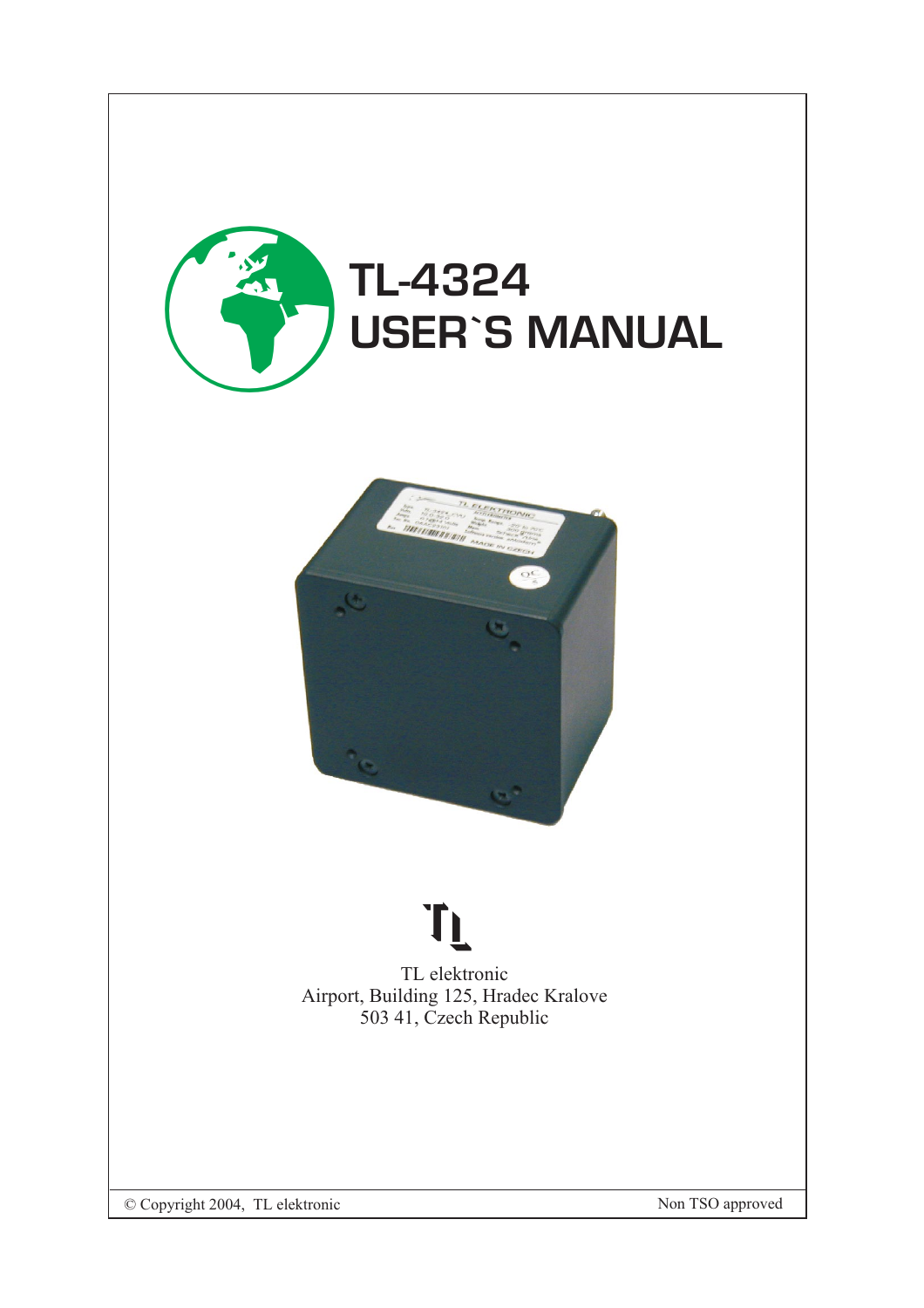# TL-4324
# USER`S MANUAL

TL elektronic
Airport, Building 125, Hradec Kralove
503 41, Czech Republic

© Copyright 2004, TL elektronic

Non TSO approved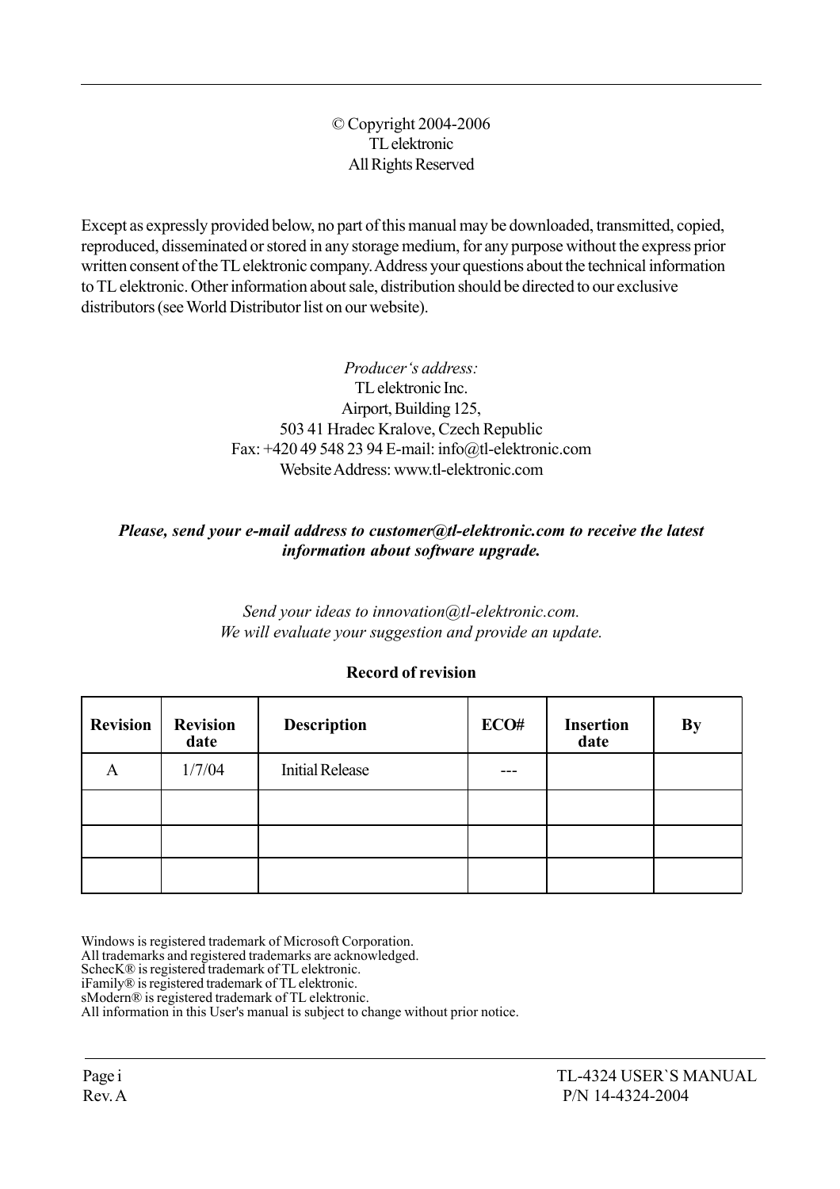© Copyright 2004-2006
TL elektronic
All Rights Reserved

Except as expressly provided below, no part of this manual may be downloaded, transmitted, copied, reproduced, disseminated or stored in any storage medium, for any purpose without the express prior written consent of the TL elektronic company. Address your questions about the technical information to TL elektronic. Other information about sale, distribution should be directed to our exclusive distributors (see World Distributor list on our website).

*Producer's address:*
TL elektronic Inc.
Airport, Building 125,
503 41 Hradec Kralove, Czech Republic
Fax: +420 49 548 23 94 E-mail: info@tl-elektronic.com
Website Address: www.tl-elektronic.com

***Please, send your e-mail address to customer@tl-elektronic.com to receive the latest information about software upgrade.***

*Send your ideas to innovation@tl-elektronic.com.*
*We will evaluate your suggestion and provide an update.*

**Record of revision**

| Revision | Revision date | Description | ECO# | Insertion date | By |
|---|---|---|---|---|---|
| A | 1/7/04 | Initial Release | --- | | |
| | | | | | |
| | | | | | |
| | | | | | |

Windows is registered trademark of Microsoft Corporation.
All trademarks and registered trademarks are acknowledged.
ScheckK® is registered trademark of TL elektronic.
iFamily® is registered trademark of TL elektronic.
sModern® is registered trademark of TL elektronic.
All information in this User's manual is subject to change without prior notice.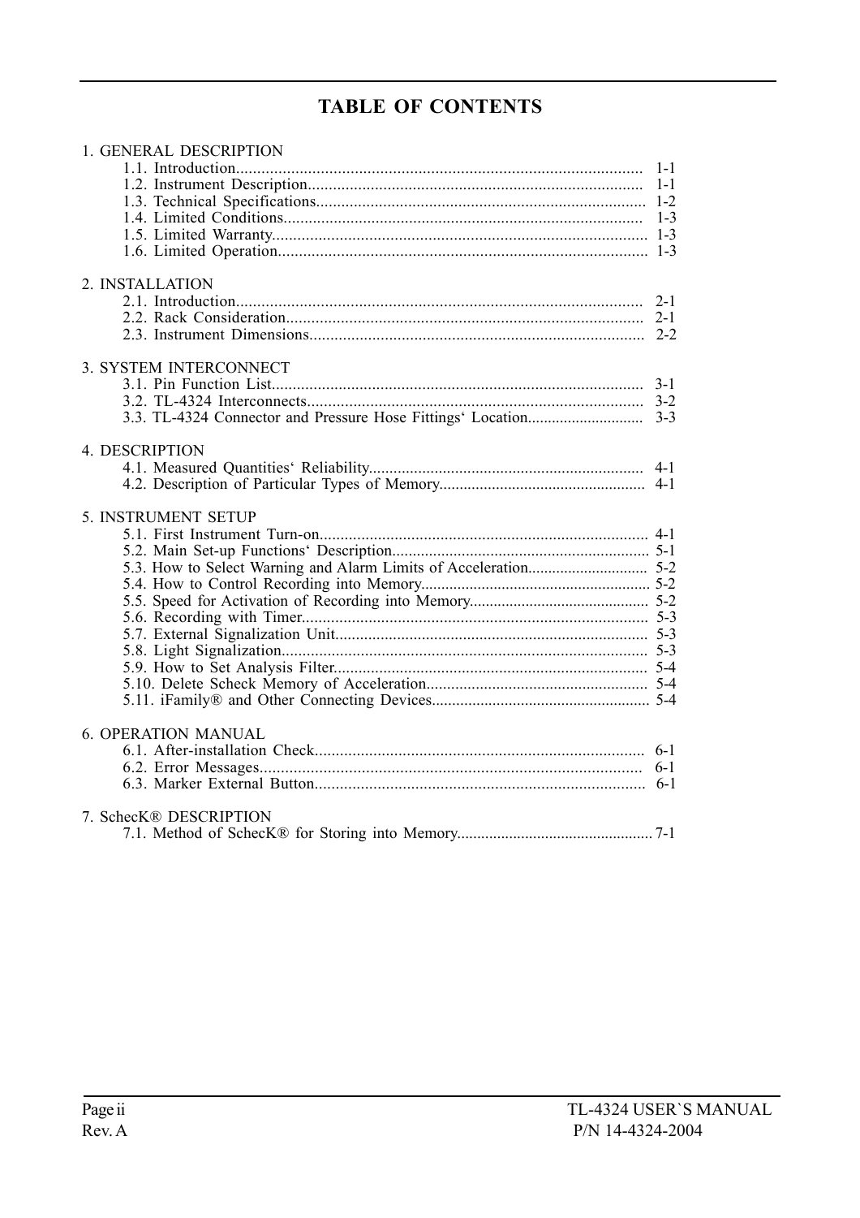# TABLE OF CONTENTS

1. GENERAL DESCRIPTION
   - 1.1. Introduction.................................................................................................. 1-1
   - 1.2. Instrument Description................................................................................ 1-1
   - 1.3. Technical Specifications............................................................................... 1-2
   - 1.4. Limited Conditions...................................................................................... 1-3
   - 1.5. Limited Warranty......................................................................................... 1-3
   - 1.6. Limited Operation........................................................................................ 1-3

2. INSTALLATION
   - 2.1. Introduction.................................................................................................. 2-1
   - 2.2. Rack Consideration...................................................................................... 2-1
   - 2.3. Instrument Dimensions................................................................................ 2-2

3. SYSTEM INTERCONNECT
   - 3.1. Pin Function List.......................................................................................... 3-1
   - 3.2. TL-4324 Interconnects................................................................................. 3-2
   - 3.3. TL-4324 Connector and Pressure Hose Fittings‘ Location............................ 3-3

4. DESCRIPTION
   - 4.1. Measured Quantities‘ Reliability.................................................................. 4-1
   - 4.2. Description of Particular Types of Memory.................................................. 4-1

5. INSTRUMENT SETUP
   - 5.1. First Instrument Turn-on.............................................................................. 4-1
   - 5.2. Main Set-up Functions‘ Description.............................................................. 5-1
   - 5.3. How to Select Warning and Alarm Limits of Acceleration............................. 5-2
   - 5.4. How to Control Recording into Memory........................................................ 5-2
   - 5.5. Speed for Activation of Recording into Memory............................................ 5-2
   - 5.6. Recording with Timer................................................................................... 5-3
   - 5.7. External Signalization Unit........................................................................... 5-3
   - 5.8. Light Signalization........................................................................................ 5-3
   - 5.9. How to Set Analysis Filter............................................................................. 5-4
   - 5.10. Delete Scheck Memory of Acceleration...................................................... 5-4
   - 5.11. iFamily® and Other Connecting Devices..................................................... 5-4

6. OPERATION MANUAL
   - 6.1. After-installation Check................................................................................ 6-1
   - 6.2. Error Messages............................................................................................. 6-1
   - 6.3. Marker External Button................................................................................ 6-1

7. SchecK® DESCRIPTION
   - 7.1. Method of SchecK® for Storing into Memory................................................ 7-1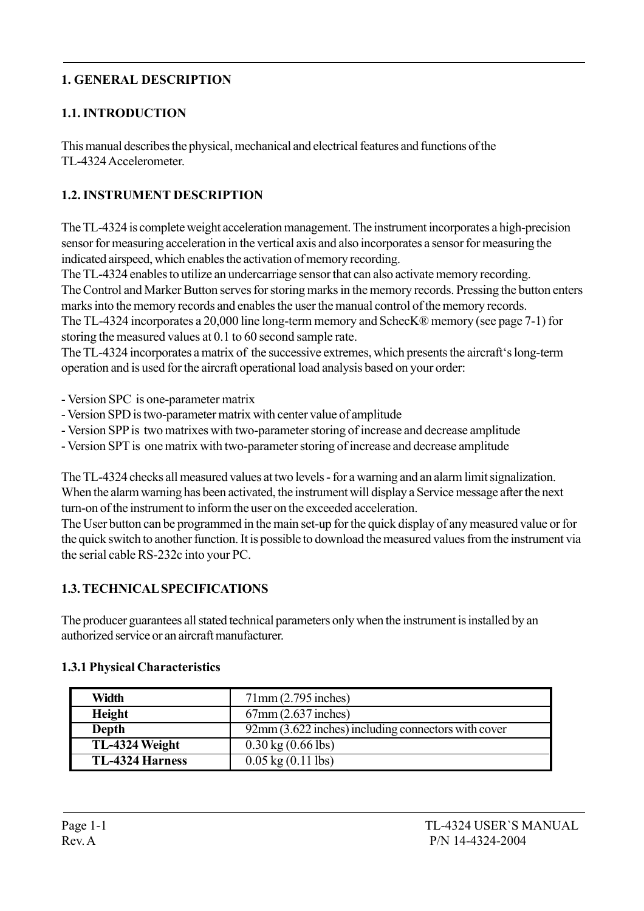# 1. GENERAL DESCRIPTION

## 1.1. INTRODUCTION

This manual describes the physical, mechanical and electrical features and functions of the TL-4324 Accelerometer.

## 1.2. INSTRUMENT DESCRIPTION

The TL-4324 is complete weight acceleration management. The instrument incorporates a high-precision sensor for measuring acceleration in the vertical axis and also incorporates a sensor for measuring the indicated airspeed, which enables the activation of memory recording.
The TL-4324 enables to utilize an undercarriage sensor that can also activate memory recording.
The Control and Marker Button serves for storing marks in the memory records. Pressing the button enters marks into the memory records and enables the user the manual control of the memory records.
The TL-4324 incorporates a 20,000 line long-term memory and SchecK® memory (see page 7-1) for storing the measured values at 0.1 to 60 second sample rate.
The TL-4324 incorporates a matrix of the successive extremes, which presents the aircraft's long-term operation and is used for the aircraft operational load analysis based on your order:

- Version SPC is one-parameter matrix
- Version SPD is two-parameter matrix with center value of amplitude
- Version SPP is two matrixes with two-parameter storing of increase and decrease amplitude
- Version SPT is one matrix with two-parameter storing of increase and decrease amplitude

The TL-4324 checks all measured values at two levels - for a warning and an alarm limit signalization. When the alarm warning has been activated, the instrument will display a Service message after the next turn-on of the instrument to inform the user on the exceeded acceleration.
The User button can be programmed in the main set-up for the quick display of any measured value or for the quick switch to another function. It is possible to download the measured values from the instrument via the serial cable RS-232c into your PC.

## 1.3. TECHNICAL SPECIFICATIONS

The producer guarantees all stated technical parameters only when the instrument is installed by an authorized service or an aircraft manufacturer.

### 1.3.1 Physical Characteristics

| | |
|---|---|
| **Width** | 71mm (2.795 inches) |
| **Height** | 67mm (2.637 inches) |
| **Depth** | 92mm (3.622 inches) including connectors with cover |
| **TL-4324 Weight** | 0.30 kg (0.66 lbs) |
| **TL-4324 Harness** | 0.05 kg (0.11 lbs) |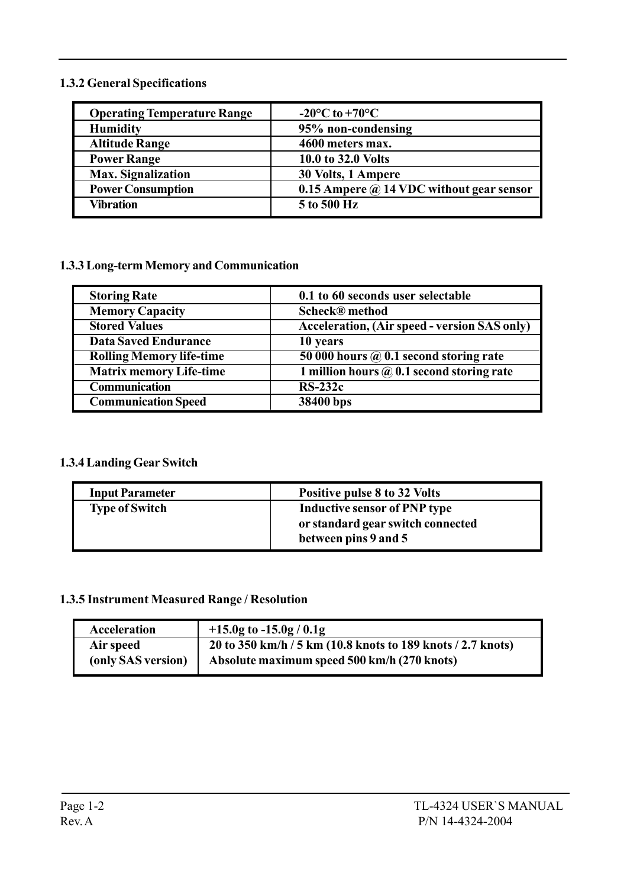### 1.3.2 General Specifications

| | |
|---|---|
| **Operating Temperature Range** | **-20°C to +70°C** |
| **Humidity** | **95% non-condensing** |
| **Altitude Range** | **4600 meters max.** |
| **Power Range** | **10.0 to 32.0 Volts** |
| **Max. Signalization** | **30 Volts, 1 Ampere** |
| **Power Consumption** | **0.15 Ampere @ 14 VDC without gear sensor** |
| **Vibration** | **5 to 500 Hz** |

### 1.3.3 Long-term Memory and Communication

| | |
|---|---|
| **Storing Rate** | **0.1 to 60 seconds user selectable** |
| **Memory Capacity** | **Scheck® method** |
| **Stored Values** | **Acceleration, (Air speed - version SAS only)** |
| **Data Saved Endurance** | **10 years** |
| **Rolling Memory life-time** | **50 000 hours @ 0.1 second storing rate** |
| **Matrix memory Life-time** | **1 million hours @ 0.1 second storing rate** |
| **Communication** | **RS-232c** |
| **Communication Speed** | **38400 bps** |

### 1.3.4 Landing Gear Switch

| | |
|---|---|
| **Input Parameter** | **Positive pulse 8 to 32 Volts** |
| **Type of Switch** | **Inductive sensor of PNP type or standard gear switch connected between pins 9 and 5** |

### 1.3.5 Instrument Measured Range / Resolution

| | |
|---|---|
| **Acceleration** | **+15.0g to -15.0g / 0.1g** |
| **Air speed (only SAS version)** | **20 to 350 km/h / 5 km (10.8 knots to 189 knots / 2.7 knots) Absolute maximum speed 500 km/h (270 knots)** |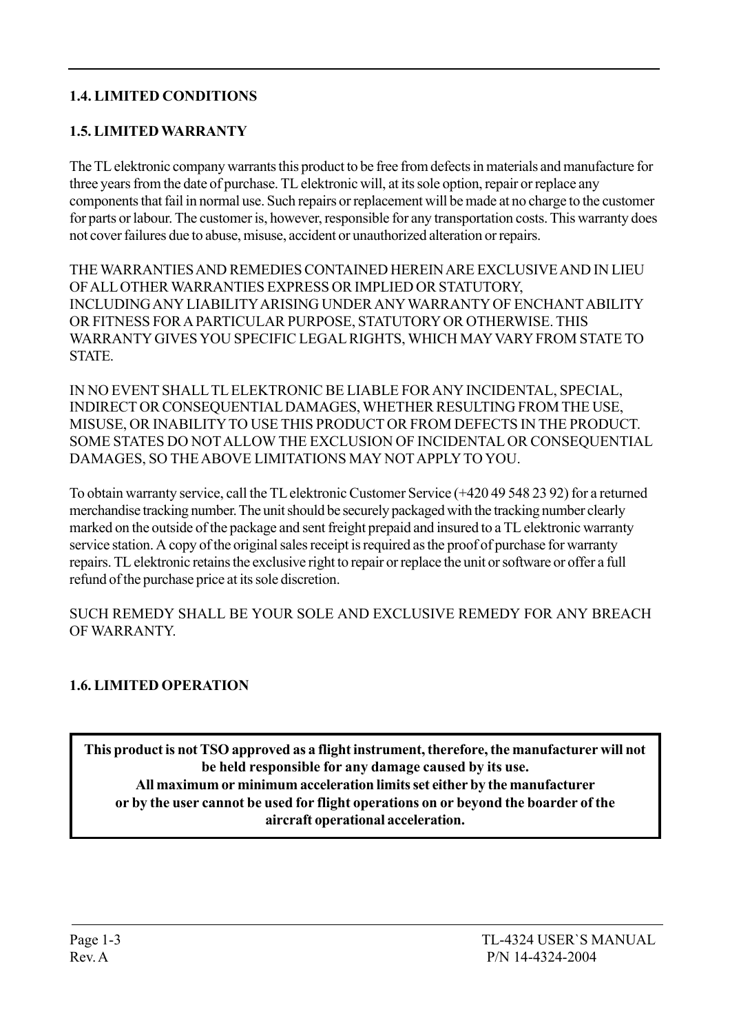### 1.4. LIMITED CONDITIONS

### 1.5. LIMITED WARRANTY

The TL elektronic company warrants this product to be free from defects in materials and manufacture for three years from the date of purchase. TL elektronic will, at its sole option, repair or replace any components that fail in normal use. Such repairs or replacement will be made at no charge to the customer for parts or labour. The customer is, however, responsible for any transportation costs. This warranty does not cover failures due to abuse, misuse, accident or unauthorized alteration or repairs.

THE WARRANTIES AND REMEDIES CONTAINED HEREIN ARE EXCLUSIVE AND IN LIEU OF ALL OTHER WARRANTIES EXPRESS OR IMPLIED OR STATUTORY, INCLUDING ANY LIABILITY ARISING UNDER ANY WARRANTY OF ENCHANT ABILITY OR FITNESS FOR A PARTICULAR PURPOSE, STATUTORY OR OTHERWISE. THIS WARRANTY GIVES YOU SPECIFIC LEGAL RIGHTS, WHICH MAY VARY FROM STATE TO STATE.

IN NO EVENT SHALL TL ELEKTRONIC BE LIABLE FOR ANY INCIDENTAL, SPECIAL, INDIRECT OR CONSEQUENTIAL DAMAGES, WHETHER RESULTING FROM THE USE, MISUSE, OR INABILITY TO USE THIS PRODUCT OR FROM DEFECTS IN THE PRODUCT. SOME STATES DO NOT ALLOW THE EXCLUSION OF INCIDENTAL OR CONSEQUENTIAL DAMAGES, SO THE ABOVE LIMITATIONS MAY NOT APPLY TO YOU.

To obtain warranty service, call the TL elektronic Customer Service (+420 49 548 23 92) for a returned merchandise tracking number. The unit should be securely packaged with the tracking number clearly marked on the outside of the package and sent freight prepaid and insured to a TL elektronic warranty service station. A copy of the original sales receipt is required as the proof of purchase for warranty repairs. TL elektronic retains the exclusive right to repair or replace the unit or software or offer a full refund of the purchase price at its sole discretion.

SUCH REMEDY SHALL BE YOUR SOLE AND EXCLUSIVE REMEDY FOR ANY BREACH OF WARRANTY.

### 1.6. LIMITED OPERATION

**This product is not TSO approved as a flight instrument, therefore, the manufacturer will not be held responsible for any damage caused by its use.**
**All maximum or minimum acceleration limits set either by the manufacturer or by the user cannot be used for flight operations on or beyond the boarder of the aircraft operational acceleration.**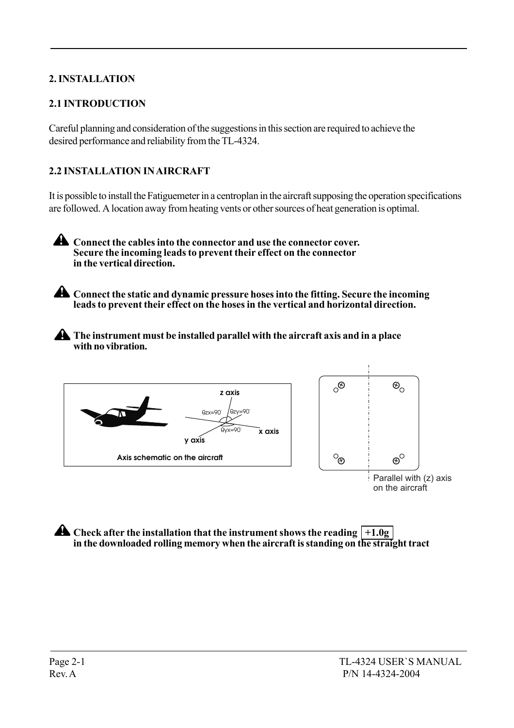# 2. INSTALLATION

## 2.1 INTRODUCTION

Careful planning and consideration of the suggestions in this section are required to achieve the desired performance and reliability from the TL-4324.

## 2.2 INSTALLATION IN AIRCRAFT

It is possible to install the Fatiguemeter in a centroplan in the aircraft supposing the operation specifications are followed. A location away from heating vents or other sources of heat generation is optimal.

⚠ **Connect the cables into the connector and use the connector cover. Secure the incoming leads to prevent their effect on the connector in the vertical direction.**

⚠ **Connect the static and dynamic pressure hoses into the fitting. Secure the incoming leads to prevent their effect on the hoses in the vertical and horizontal direction.**

⚠ **The instrument must be installed parallel with the aircraft axis and in a place with no vibration.**

z axis
$\theta zx=90^\circ$ $\theta zy=90^\circ$
$\theta yx=90^\circ$
x axis
y axis

Axis schematic on the aircraft

Parallel with (z) axis on the aircraft

⚠ **Check after the installation that the instrument shows the reading +1.0g in the downloaded rolling memory when the aircraft is standing on the straight tract**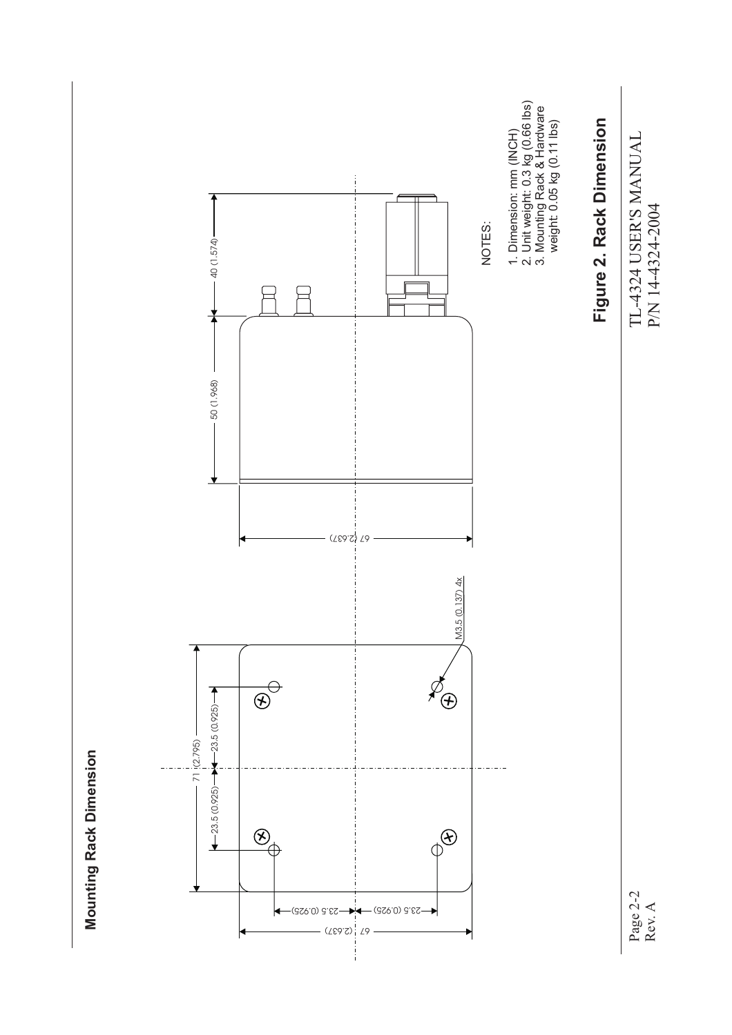## Mounting Rack Dimension

NOTES:

1. Dimension: mm (INCH)
2. Unit weight: 0.3 kg (0.66 lbs)
3. Mounting Rack & Hardware weight: 0.05 kg (0.11 lbs)

**Figure 2. Rack Dimension**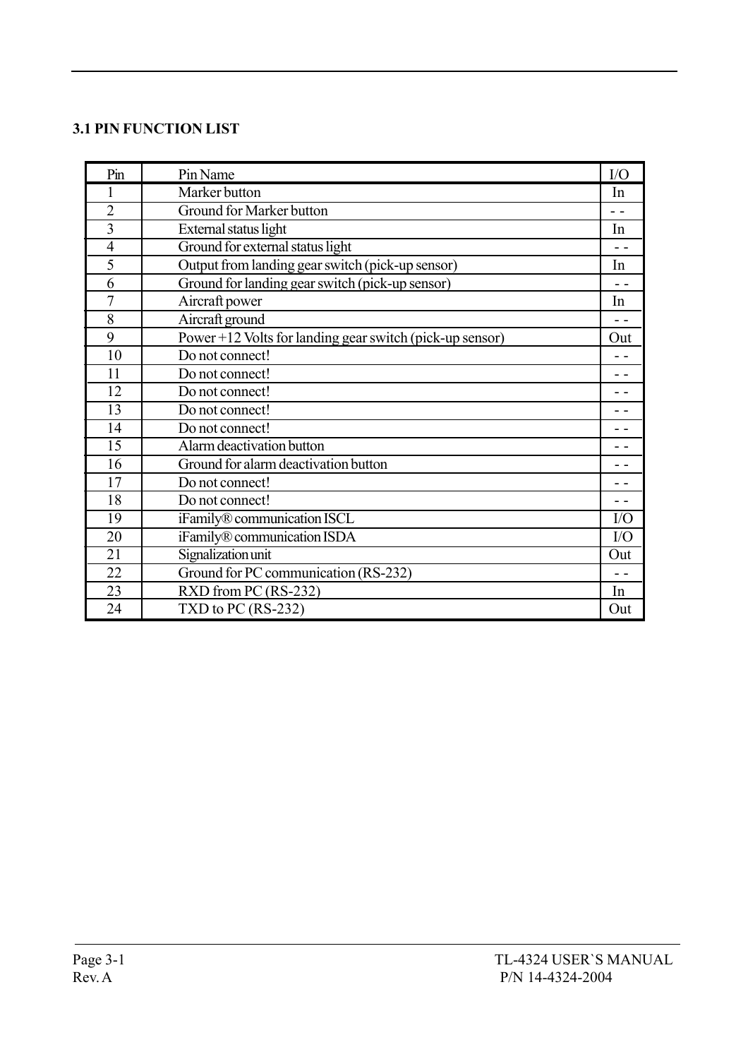### 3.1 PIN FUNCTION LIST

| Pin | Pin Name | I/O |
|---|---|---|
| 1 | Marker button | In |
| 2 | Ground for Marker button | - - |
| 3 | External status light | In |
| 4 | Ground for external status light | - - |
| 5 | Output from landing gear switch (pick-up sensor) | In |
| 6 | Ground for landing gear switch (pick-up sensor) | - - |
| 7 | Aircraft power | In |
| 8 | Aircraft ground | - - |
| 9 | Power +12 Volts for landing gear switch (pick-up sensor) | Out |
| 10 | Do not connect! | - - |
| 11 | Do not connect! | - - |
| 12 | Do not connect! | - - |
| 13 | Do not connect! | - - |
| 14 | Do not connect! | - - |
| 15 | Alarm deactivation button | - - |
| 16 | Ground for alarm deactivation button | - - |
| 17 | Do not connect! | - - |
| 18 | Do not connect! | - - |
| 19 | iFamily® communication ISCL | I/O |
| 20 | iFamily® communication ISDA | I/O |
| 21 | Signalization unit | Out |
| 22 | Ground for PC communication (RS-232) | - - |
| 23 | RXD from PC (RS-232) | In |
| 24 | TXD to PC (RS-232) | Out |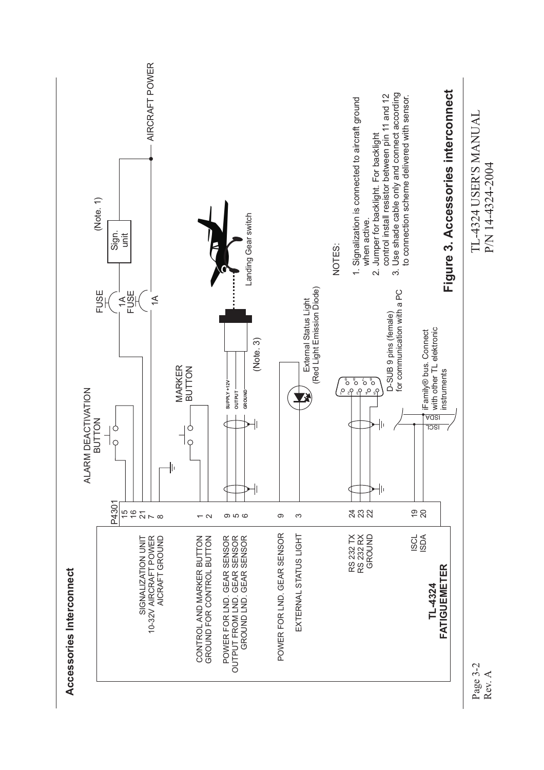## Accessories Interconnect

**TL-4324 FATIGUEMETER**

P4301

| Function | Pin |
|---|---|
| SIGNALIZATION UNIT | 15 |
| | 16 |
| 10-32V AIRCRAFT POWER | 21 |
| | 7 |
| AICRAFT GROUND | 8 |
| CONTROL AND MARKER BUTTON | 1 |
| GROUND FOR CONTROL BUTTON | 2 |
| POWER FOR LND. GEAR SENSOR | 9 |
| OUTPUT FROM LND. GEAR SENSOR | 5 |
| GROUND LND. GEAR SENSOR | 6 |
| POWER FOR LND. GEAR SENSOR | 9 |
| EXTERNAL STATUS LIGHT | 3 |
| RS 232 TX | 24 |
| RS 232 RX | 23 |
| GROUND | 22 |
| ISCL | 19 |
| ISDA | 20 |

ALARM DEACTIVATION BUTTON

MARKER BUTTON

FUSE 1A

FUSE 1A

Sign. unit

(Note. 1)

AIRCRAFT POWER

SUPPLY +12V

OUTPUT

GROUND

(Note. 3)

Landing Gear switch

External Status Light (Red Light Emission Diode)

D-SUB 9 pins (female) for communication with a PC

iFamily® bus. Connect with other TL elektronic instruments

ISCL

ISDA

NOTES:

1. Signalization is connected to aircraft ground when active.
2. Jumper for backlight. For backlight control install resistor between pin 11 and 12
3. Use shade cable only and connect according to connection scheme delivered with sensor.

**Figure 3. Accessories interconnect**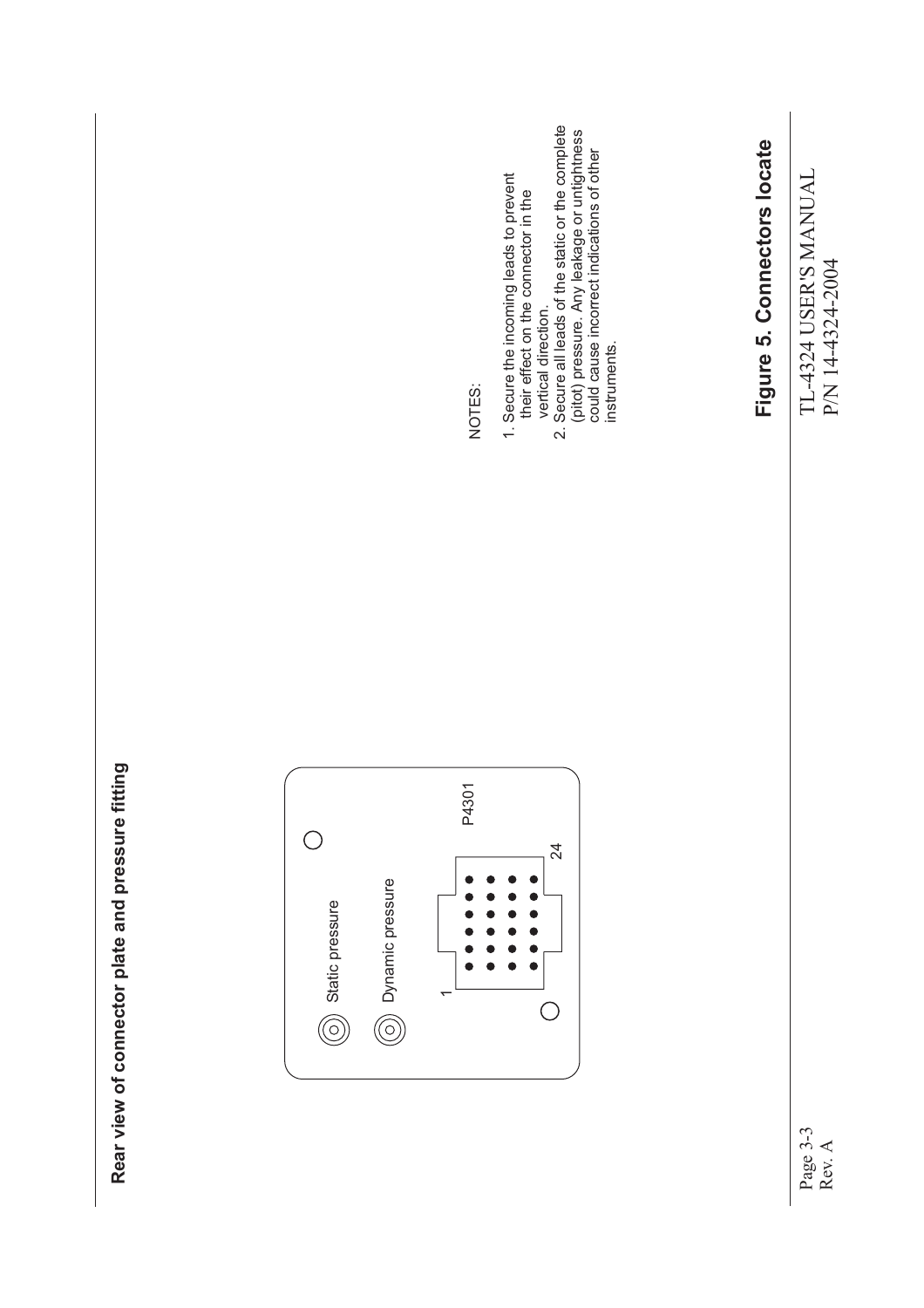## Rear view of connector plate and pressure fitting

Static pressure

Dynamic pressure

1

24

P4301

NOTES:

1. Secure the incoming leads to prevent their effect on the connector in the vertical direction.
2. Secure all leads of the static or the complete (pitot) pressure. Any leakage or untightness could cause incorrect indications of other instruments.

**Figure 5. Connectors locate**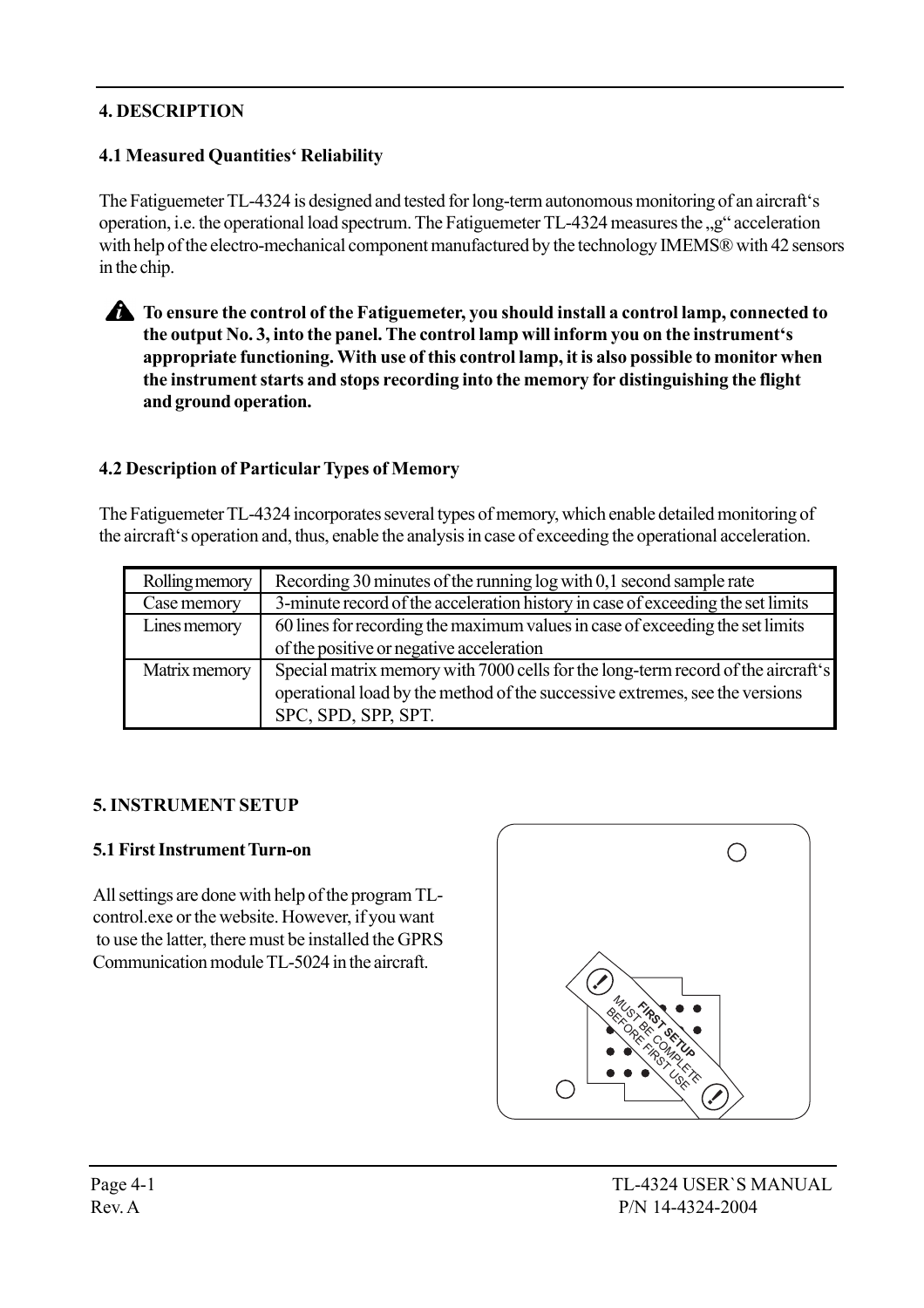## 4. DESCRIPTION

### 4.1 Measured Quantities' Reliability

The Fatiguemeter TL-4324 is designed and tested for long-term autonomous monitoring of an aircraft's operation, i.e. the operational load spectrum. The Fatiguemeter TL-4324 measures the „g" acceleration with help of the electro-mechanical component manufactured by the technology IMEMS® with 42 sensors in the chip.

**To ensure the control of the Fatiguemeter, you should install a control lamp, connected to the output No. 3, into the panel. The control lamp will inform you on the instrument's appropriate functioning. With use of this control lamp, it is also possible to monitor when the instrument starts and stops recording into the memory for distinguishing the flight and ground operation.**

### 4.2 Description of Particular Types of Memory

The Fatiguemeter TL-4324 incorporates several types of memory, which enable detailed monitoring of the aircraft's operation and, thus, enable the analysis in case of exceeding the operational acceleration.

| | |
|---|---|
| Rolling memory | Recording 30 minutes of the running log with 0,1 second sample rate |
| Case memory | 3-minute record of the acceleration history in case of exceeding the set limits |
| Lines memory | 60 lines for recording the maximum values in case of exceeding the set limits of the positive or negative acceleration |
| Matrix memory | Special matrix memory with 7000 cells for the long-term record of the aircraft's operational load by the method of the successive extremes, see the versions SPC, SPD, SPP, SPT. |

## 5. INSTRUMENT SETUP

### 5.1 First Instrument Turn-on

All settings are done with help of the program TL-control.exe or the website. However, if you want to use the latter, there must be installed the GPRS Communication module TL-5024 in the aircraft.

FIRST SETUP MUST BE COMPLETE BEFORE FIRST USE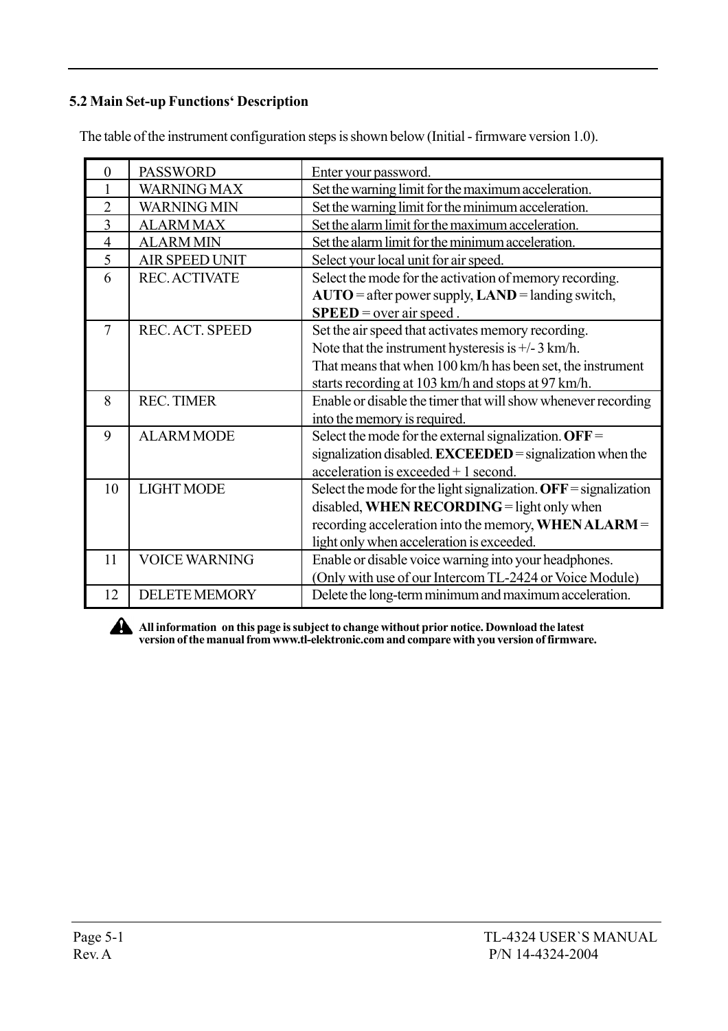### 5.2 Main Set-up Functions' Description

The table of the instrument configuration steps is shown below (Initial - firmware version 1.0).

| | | |
|---|---|---|
| 0 | PASSWORD | Enter your password. |
| 1 | WARNING MAX | Set the warning limit for the maximum acceleration. |
| 2 | WARNING MIN | Set the warning limit for the minimum acceleration. |
| 3 | ALARM MAX | Set the alarm limit for the maximum acceleration. |
| 4 | ALARM MIN | Set the alarm limit for the minimum acceleration. |
| 5 | AIR SPEED UNIT | Select your local unit for air speed. |
| 6 | REC. ACTIVATE | Select the mode for the activation of memory recording. **AUTO** = after power supply, **LAND** = landing switch, **SPEED** = over air speed . |
| 7 | REC. ACT. SPEED | Set the air speed that activates memory recording. Note that the instrument hysteresis is +/- 3 km/h. That means that when 100 km/h has been set, the instrument starts recording at 103 km/h and stops at 97 km/h. |
| 8 | REC. TIMER | Enable or disable the timer that will show whenever recording into the memory is required. |
| 9 | ALARM MODE | Select the mode for the external signalization. **OFF** = signalization disabled. **EXCEEDED** = signalization when the acceleration is exceeded + 1 second. |
| 10 | LIGHT MODE | Select the mode for the light signalization. **OFF** = signalization disabled, **WHEN RECORDING** = light only when recording acceleration into the memory, **WHEN ALARM** = light only when acceleration is exceeded. |
| 11 | VOICE WARNING | Enable or disable voice warning into your headphones. (Only with use of our Intercom TL-2424 or Voice Module) |
| 12 | DELETE MEMORY | Delete the long-term minimum and maximum acceleration. |

**All information on this page is subject to change without prior notice. Download the latest version of the manual from www.tl-elektronic.com and compare with you version of firmware.**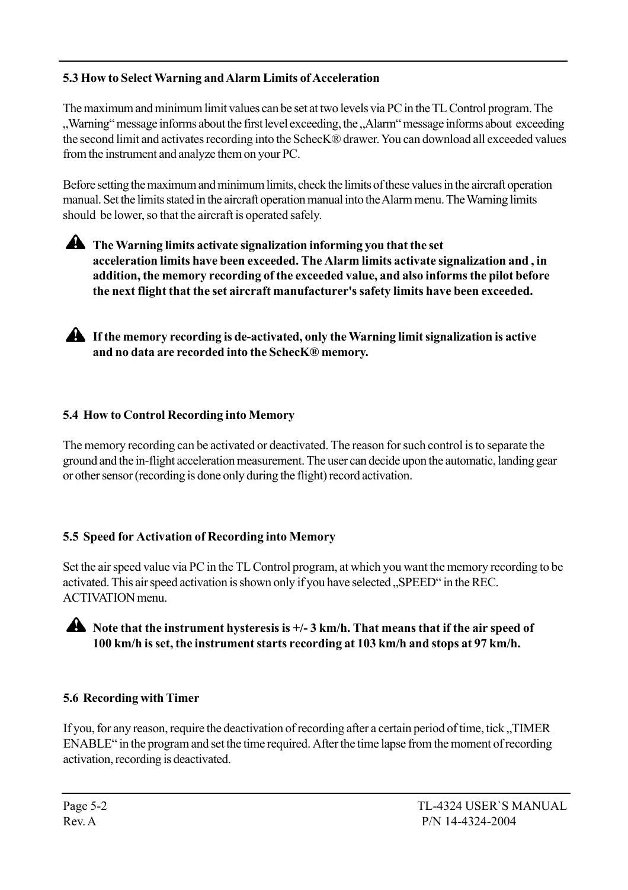### 5.3 How to Select Warning and Alarm Limits of Acceleration

The maximum and minimum limit values can be set at two levels via PC in the TL Control program. The „Warning" message informs about the first level exceeding, the „Alarm" message informs about exceeding the second limit and activates recording into the SchecK® drawer. You can download all exceeded values from the instrument and analyze them on your PC.

Before setting the maximum and minimum limits, check the limits of these values in the aircraft operation manual. Set the limits stated in the aircraft operation manual into the Alarm menu. The Warning limits should be lower, so that the aircraft is operated safely.

⚠ **The Warning limits activate signalization informing you that the set acceleration limits have been exceeded. The Alarm limits activate signalization and , in addition, the memory recording of the exceeded value, and also informs the pilot before the next flight that the set aircraft manufacturer's safety limits have been exceeded.**

⚠ **If the memory recording is de-activated, only the Warning limit signalization is active and no data are recorded into the SchecK® memory.**

### 5.4 How to Control Recording into Memory

The memory recording can be activated or deactivated. The reason for such control is to separate the ground and the in-flight acceleration measurement. The user can decide upon the automatic, landing gear or other sensor (recording is done only during the flight) record activation.

### 5.5 Speed for Activation of Recording into Memory

Set the air speed value via PC in the TL Control program, at which you want the memory recording to be activated. This air speed activation is shown only if you have selected „SPEED" in the REC. ACTIVATION menu.

⚠ **Note that the instrument hysteresis is +/- 3 km/h. That means that if the air speed of 100 km/h is set, the instrument starts recording at 103 km/h and stops at 97 km/h.**

### 5.6 Recording with Timer

If you, for any reason, require the deactivation of recording after a certain period of time, tick „TIMER ENABLE" in the program and set the time required. After the time lapse from the moment of recording activation, recording is deactivated.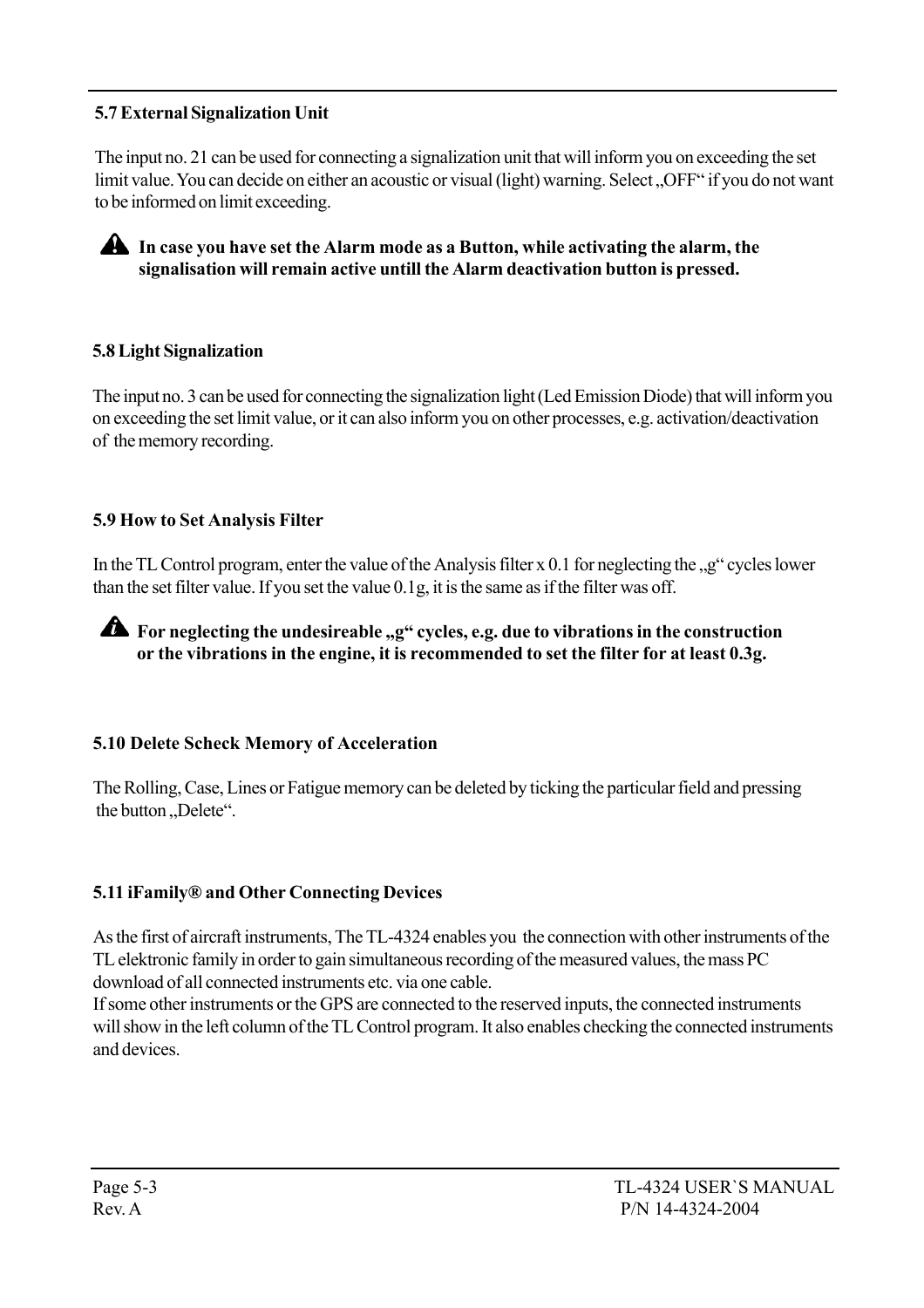## 5.7 External Signalization Unit

The input no. 21 can be used for connecting a signalization unit that will inform you on exceeding the set limit value. You can decide on either an acoustic or visual (light) warning. Select „OFF“ if you do not want to be informed on limit exceeding.

**In case you have set the Alarm mode as a Button, while activating the alarm, the signalisation will remain active untill the Alarm deactivation button is pressed.**

## 5.8 Light Signalization

The input no. 3 can be used for connecting the signalization light (Led Emission Diode) that will inform you on exceeding the set limit value, or it can also inform you on other processes, e.g. activation/deactivation of the memory recording.

## 5.9 How to Set Analysis Filter

In the TL Control program, enter the value of the Analysis filter x 0.1 for neglecting the „g“ cycles lower than the set filter value. If you set the value 0.1g, it is the same as if the filter was off.

**For neglecting the undesireable „g“ cycles, e.g. due to vibrations in the construction or the vibrations in the engine, it is recommended to set the filter for at least 0.3g.**

## 5.10 Delete Scheck Memory of Acceleration

The Rolling, Case, Lines or Fatigue memory can be deleted by ticking the particular field and pressing the button „Delete“.

## 5.11 iFamily® and Other Connecting Devices

As the first of aircraft instruments, The TL-4324 enables you the connection with other instruments of the TL elektronic family in order to gain simultaneous recording of the measured values, the mass PC download of all connected instruments etc. via one cable.
If some other instruments or the GPS are connected to the reserved inputs, the connected instruments will show in the left column of the TL Control program. It also enables checking the connected instruments and devices.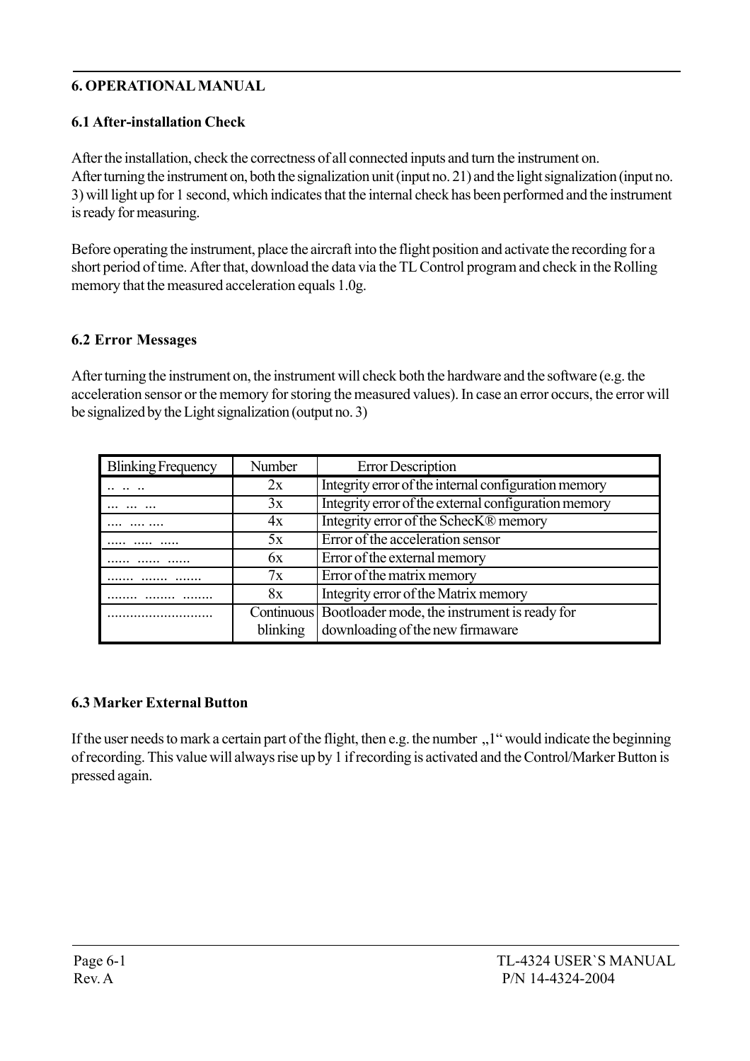# 6. OPERATIONAL MANUAL

## 6.1 After-installation Check

After the installation, check the correctness of all connected inputs and turn the instrument on.
After turning the instrument on, both the signalization unit (input no. 21) and the light signalization (input no. 3) will light up for 1 second, which indicates that the internal check has been performed and the instrument is ready for measuring.

Before operating the instrument, place the aircraft into the flight position and activate the recording for a short period of time. After that, download the data via the TL Control program and check in the Rolling memory that the measured acceleration equals 1.0g.

## 6.2 Error Messages

After turning the instrument on, the instrument will check both the hardware and the software (e.g. the acceleration sensor or the memory for storing the measured values). In case an error occurs, the error will be signalized by the Light signalization (output no. 3)

| Blinking Frequency | Number | Error Description |
|---|---|---|
| .. .. .. | 2x | Integrity error of the internal configuration memory |
| ... ... ... | 3x | Integrity error of the external configuration memory |
| .... .... .... | 4x | Integrity error of the SchecK® memory |
| ..... ..... ..... | 5x | Error of the acceleration sensor |
| ...... ...... ...... | 6x | Error of the external memory |
| ....... ....... ....... | 7x | Error of the matrix memory |
| ........ ........ ........ | 8x | Integrity error of the Matrix memory |
| ........................... | Continuous blinking | Bootloader mode, the instrument is ready for downloading of the new firmaware |

## 6.3 Marker External Button

If the user needs to mark a certain part of the flight, then e.g. the number „1" would indicate the beginning of recording. This value will always rise up by 1 if recording is activated and the Control/Marker Button is pressed again.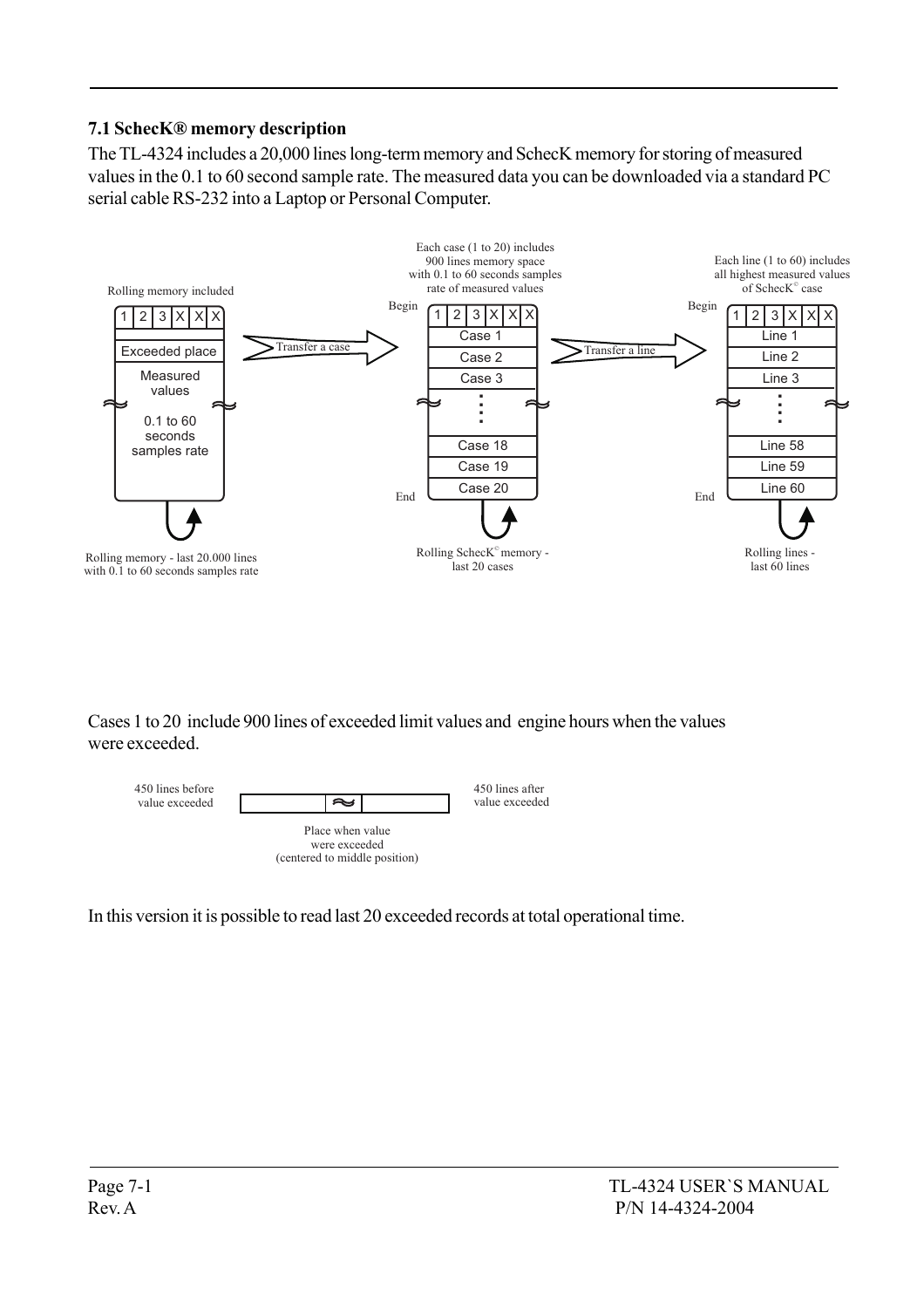### 7.1 SchecK® memory description

The TL-4324 includes a 20,000 lines long-term memory and SchecK memory for storing of measured values in the 0.1 to 60 second sample rate. The measured data you can be downloaded via a standard PC serial cable RS-232 into a Laptop or Personal Computer.

Rolling memory included

| 1 | 2 | 3 | X | X | X |
|---|---|---|---|---|---|

Exceeded place

Measured values

0.1 to 60 seconds samples rate

Rolling memory - last 20.000 lines with 0.1 to 60 seconds samples rate

Transfer a case

Each case (1 to 20) includes 900 lines memory space with 0.1 to 60 seconds samples rate of measured values

Begin

| 1 | 2 | 3 | X | X | X |
|---|---|---|---|---|---|

Case 1
Case 2
Case 3
⋮
Case 18
Case 19
Case 20

End

Rolling SchecK© memory - last 20 cases

Transfer a line

Each line (1 to 60) includes all highest measured values of SchecK© case

Begin

| 1 | 2 | 3 | X | X | X |
|---|---|---|---|---|---|

Line 1
Line 2
Line 3
⋮
Line 58
Line 59
Line 60

End

Rolling lines - last 60 lines

Cases 1 to 20 include 900 lines of exceeded limit values and engine hours when the values were exceeded.

450 lines before value exceeded

450 lines after value exceeded

Place when value were exceeded (centered to middle position)

In this version it is possible to read last 20 exceeded records at total operational time.